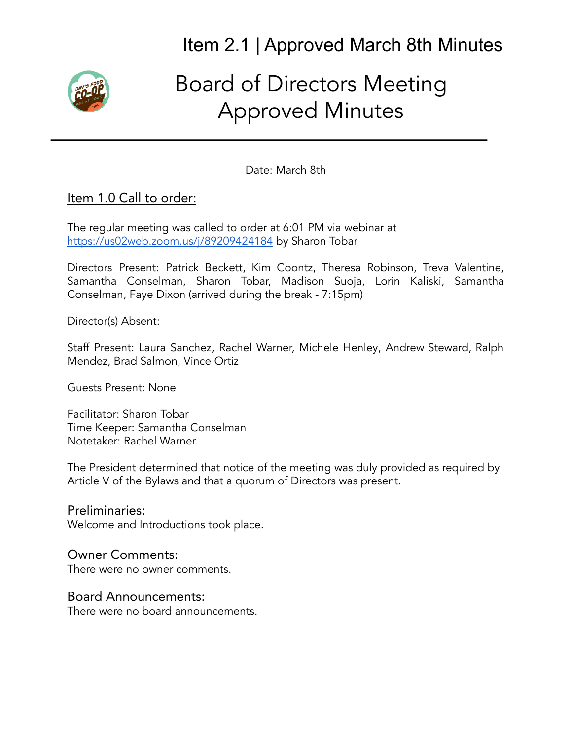# Item 2.1 | Approved March 8th Minutes

# Board of Directors Meeting Approved Minutes

Date: March 8th

## Item 1.0 Call to order:

The regular meeting was called to order at 6:01 PM via webinar at https://us02web.zoom.us/j/89209424184 by Sharon Tobar

Directors Present: Patrick Beckett, Kim Coontz, Theresa Robinson, Treva Valentine, Samantha Conselman, Sharon Tobar, Madison Suoja, Lorin Kaliski, Samantha Conselman, Faye Dixon (arrived during the break - 7:15pm)

Director(s) Absent:

Staff Present: Laura Sanchez, Rachel Warner, Michele Henley, Andrew Steward, Ralph Mendez, Brad Salmon, Vince Ortiz

Guests Present: None

Facilitator: Sharon Tobar
Time Keeper: Samantha Conselman
Notetaker: Rachel Warner

The President determined that notice of the meeting was duly provided as required by Article V of the Bylaws and that a quorum of Directors was present.

### Preliminaries:

Welcome and Introductions took place.

### Owner Comments:

There were no owner comments.

### Board Announcements:

There were no board announcements.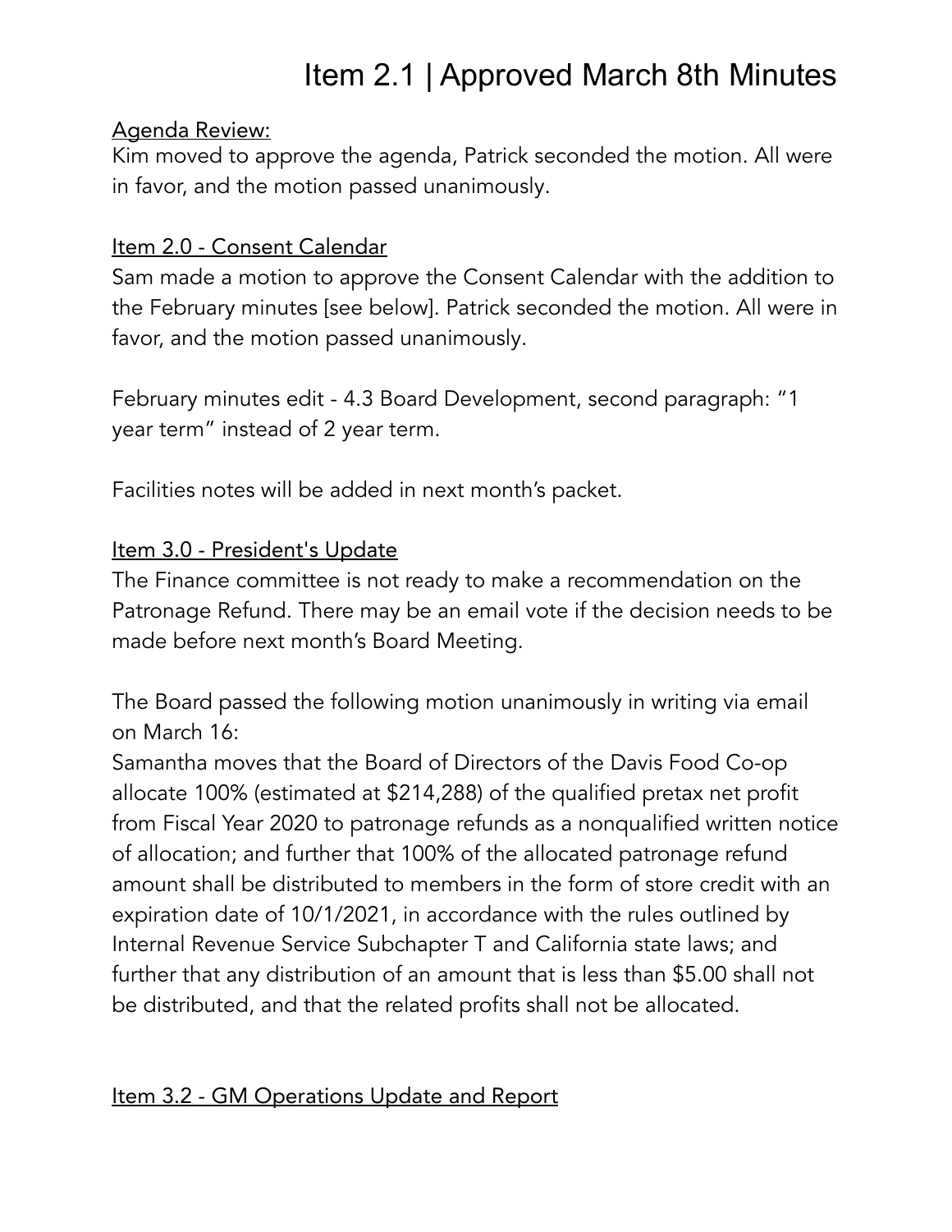# Item 2.1 | Approved March 8th Minutes

<u>Agenda Review:</u>

Kim moved to approve the agenda, Patrick seconded the motion. All were in favor, and the motion passed unanimously.

<u>Item 2.0 - Consent Calendar</u>

Sam made a motion to approve the Consent Calendar with the addition to the February minutes [see below]. Patrick seconded the motion. All were in favor, and the motion passed unanimously.

February minutes edit - 4.3 Board Development, second paragraph: "1 year term" instead of 2 year term.

Facilities notes will be added in next month's packet.

<u>Item 3.0 - President's Update</u>

The Finance committee is not ready to make a recommendation on the Patronage Refund. There may be an email vote if the decision needs to be made before next month's Board Meeting.

The Board passed the following motion unanimously in writing via email on March 16:

Samantha moves that the Board of Directors of the Davis Food Co-op allocate 100% (estimated at $214,288) of the qualified pretax net profit from Fiscal Year 2020 to patronage refunds as a nonqualified written notice of allocation; and further that 100% of the allocated patronage refund amount shall be distributed to members in the form of store credit with an expiration date of 10/1/2021, in accordance with the rules outlined by Internal Revenue Service Subchapter T and California state laws; and further that any distribution of an amount that is less than $5.00 shall not be distributed, and that the related profits shall not be allocated.

<u>Item 3.2 - GM Operations Update and Report</u>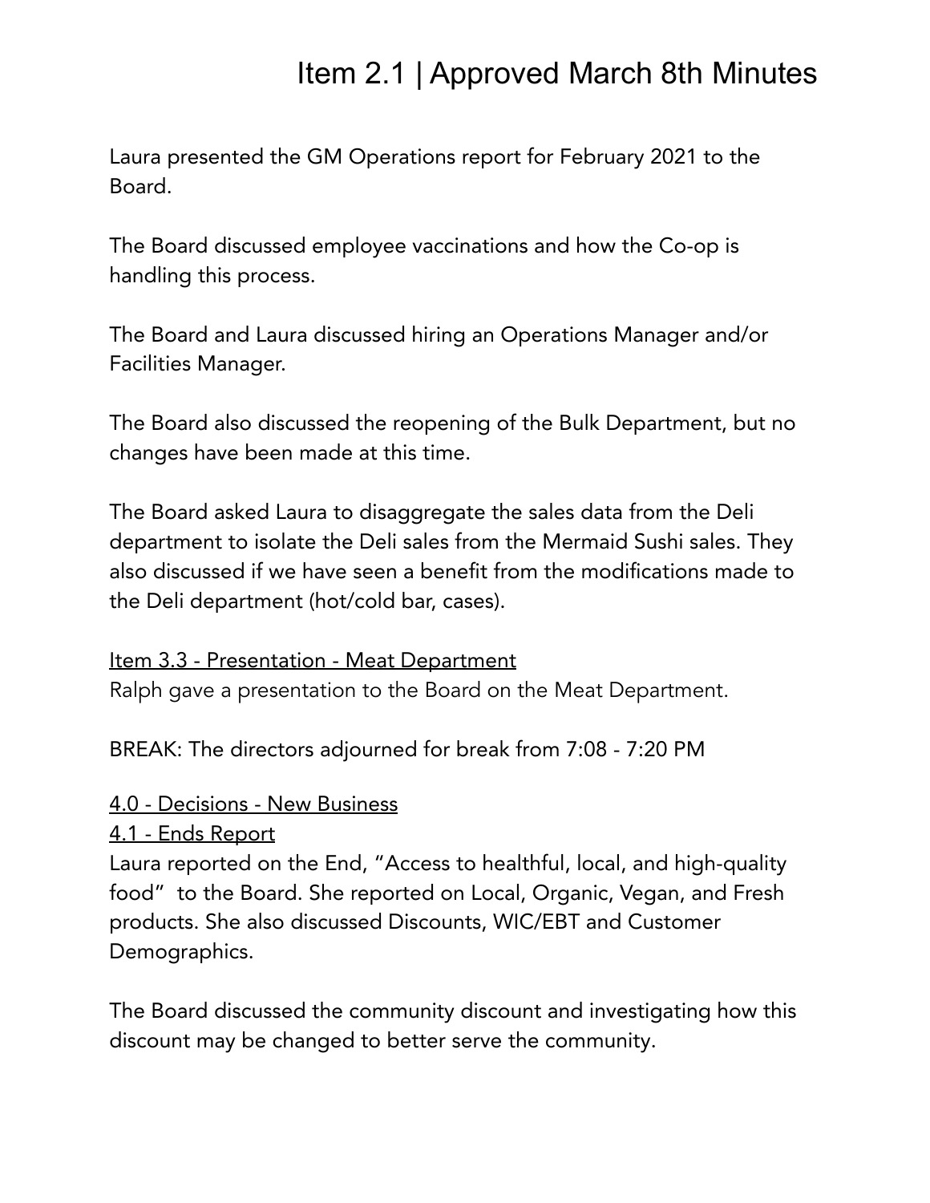Laura presented the GM Operations report for February 2021 to the Board.

The Board discussed employee vaccinations and how the Co-op is handling this process.

The Board and Laura discussed hiring an Operations Manager and/or Facilities Manager.

The Board also discussed the reopening of the Bulk Department, but no changes have been made at this time.

The Board asked Laura to disaggregate the sales data from the Deli department to isolate the Deli sales from the Mermaid Sushi sales. They also discussed if we have seen a benefit from the modifications made to the Deli department (hot/cold bar, cases).

Item 3.3 - Presentation - Meat Department
Ralph gave a presentation to the Board on the Meat Department.

BREAK: The directors adjourned for break from 7:08 - 7:20 PM

4.0 - Decisions - New Business
4.1 - Ends Report
Laura reported on the End, "Access to healthful, local, and high-quality food" to the Board. She reported on Local, Organic, Vegan, and Fresh products. She also discussed Discounts, WIC/EBT and Customer Demographics.

The Board discussed the community discount and investigating how this discount may be changed to better serve the community.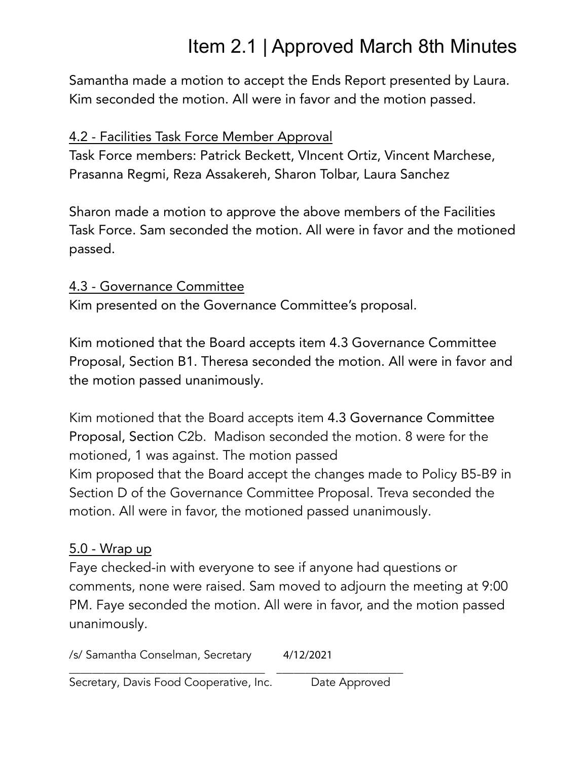# Item 2.1 | Approved March 8th Minutes

Samantha made a motion to accept the Ends Report presented by Laura. Kim seconded the motion. All were in favor and the motion passed.

4.2 - Facilities Task Force Member Approval

Task Force members: Patrick Beckett, VIncent Ortiz, Vincent Marchese, Prasanna Regmi, Reza Assakereh, Sharon Tolbar, Laura Sanchez

Sharon made a motion to approve the above members of the Facilities Task Force. Sam seconded the motion. All were in favor and the motioned passed.

4.3 - Governance Committee

Kim presented on the Governance Committee's proposal.

Kim motioned that the Board accepts item 4.3 Governance Committee Proposal, Section B1. Theresa seconded the motion. All were in favor and the motion passed unanimously.

Kim motioned that the Board accepts item 4.3 Governance Committee Proposal, Section C2b. Madison seconded the motion. 8 were for the motioned, 1 was against. The motion passed

Kim proposed that the Board accept the changes made to Policy B5-B9 in Section D of the Governance Committee Proposal. Treva seconded the motion. All were in favor, the motioned passed unanimously.

5.0 - Wrap up

Faye checked-in with everyone to see if anyone had questions or comments, none were raised. Sam moved to adjourn the meeting at 9:00 PM. Faye seconded the motion. All were in favor, and the motion passed unanimously.

/s/ Samantha Conselman, Secretary 4/12/2021

Secretary, Davis Food Cooperative, Inc. Date Approved